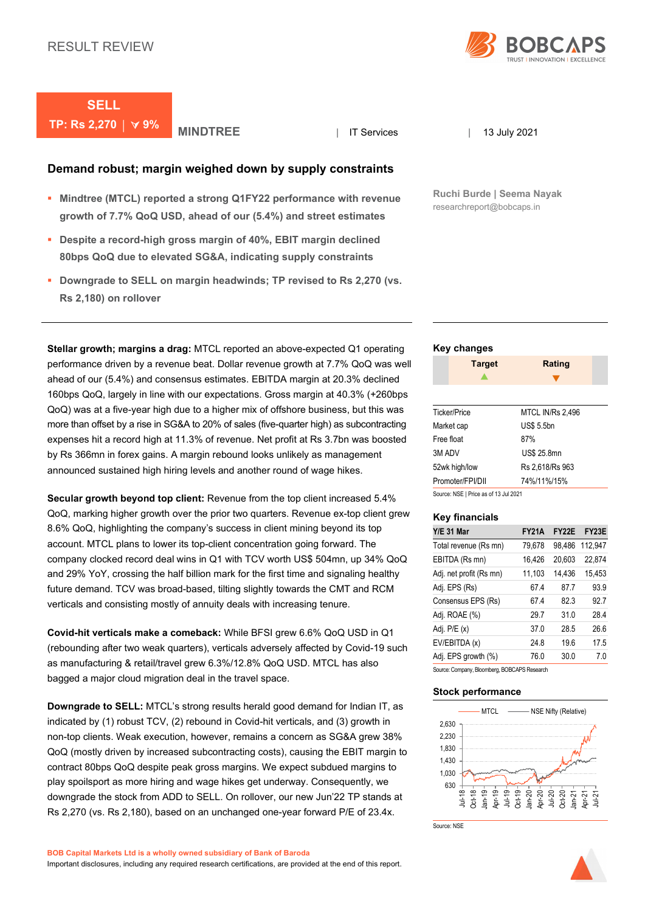RESULT REVIEW

**SELL**

**TP: Rs 2,270 | ∀ 9%**

**MINDTREE** | IT Services | 13 July 2021

## Demand robust; margin weighed down by supply constraints

- **Mindtree (MTCL) reported a strong Q1FY22 performance with revenue growth of 7.7% QoQ USD, ahead of our (5.4%) and street estimates**
- **Despite a record-high gross margin of 40%, EBIT margin declined 80bps QoQ due to elevated SG&A, indicating supply constraints**
- **Downgrade to SELL on margin headwinds; TP revised to Rs 2,270 (vs. Rs 2,180) on rollover**

**Ruchi Burde | Seema Nayak**
researchreport@bobcaps.in

**Stellar growth; margins a drag:** MTCL reported an above-expected Q1 operating performance driven by a revenue beat. Dollar revenue growth at 7.7% QoQ was well ahead of our (5.4%) and consensus estimates. EBITDA margin at 20.3% declined 160bps QoQ, largely in line with our expectations. Gross margin at 40.3% (+260bps QoQ) was at a five-year high due to a higher mix of offshore business, but this was more than offset by a rise in SG&A to 20% of sales (five-quarter high) as subcontracting expenses hit a record high at 11.3% of revenue. Net profit at Rs 3.7bn was boosted by Rs 366mn in forex gains. A margin rebound looks unlikely as management announced sustained high hiring levels and another round of wage hikes.

**Secular growth beyond top client:** Revenue from the top client increased 5.4% QoQ, marking higher growth over the prior two quarters. Revenue ex-top client grew 8.6% QoQ, highlighting the company's success in client mining beyond its top account. MTCL plans to lower its top-client concentration going forward. The company clocked record deal wins in Q1 with TCV worth US$ 504mn, up 34% QoQ and 29% YoY, crossing the half billion mark for the first time and signaling healthy future demand. TCV was broad-based, tilting slightly towards the CMT and RCM verticals and consisting mostly of annuity deals with increasing tenure.

**Covid-hit verticals make a comeback:** While BFSI grew 6.6% QoQ USD in Q1 (rebounding after two weak quarters), verticals adversely affected by Covid-19 such as manufacturing & retail/travel grew 6.3%/12.8% QoQ USD. MTCL has also bagged a major cloud migration deal in the travel space.

**Downgrade to SELL:** MTCL's strong results herald good demand for Indian IT, as indicated by (1) robust TCV, (2) rebound in Covid-hit verticals, and (3) growth in non-top clients. Weak execution, however, remains a concern as SG&A grew 38% QoQ (mostly driven by increased subcontracting costs), causing the EBIT margin to contract 80bps QoQ despite peak gross margins. We expect subdued margins to play spoilsport as more hiring and wage hikes get underway. Consequently, we downgrade the stock from ADD to SELL. On rollover, our new Jun'22 TP stands at Rs 2,270 (vs. Rs 2,180), based on an unchanged one-year forward P/E of 23.4x.

### Key changes

| Target | Rating |
|---|---|
| ▲ | ▼ |

| | |
|---|---|
| Ticker/Price | MTCL IN/Rs 2,496 |
| Market cap | US$ 5.5bn |
| Free float | 87% |
| 3M ADV | US$ 25.8mn |
| 52wk high/low | Rs 2,618/Rs 963 |
| Promoter/FPI/DII | 74%/11%/15% |

Source: NSE | Price as of 13 Jul 2021

### Key financials

| Y/E 31 Mar | FY21A | FY22E | FY23E |
|---|---|---|---|
| Total revenue (Rs mn) | 79,678 | 98,486 | 112,947 |
| EBITDA (Rs mn) | 16,426 | 20,603 | 22,874 |
| Adj. net profit (Rs mn) | 11,103 | 14,436 | 15,453 |
| Adj. EPS (Rs) | 67.4 | 87.7 | 93.9 |
| Consensus EPS (Rs) | 67.4 | 82.3 | 92.7 |
| Adj. ROAE (%) | 29.7 | 31.0 | 28.4 |
| Adj. P/E (x) | 37.0 | 28.5 | 26.6 |
| EV/EBITDA (x) | 24.8 | 19.6 | 17.5 |
| Adj. EPS growth (%) | 76.0 | 30.0 | 7.0 |

Source: Company, Bloomberg, BOBCAPS Research

### Stock performance

Source: NSE

**BOB Capital Markets Ltd is a wholly owned subsidiary of Bank of Baroda**
Important disclosures, including any required research certifications, are provided at the end of this report.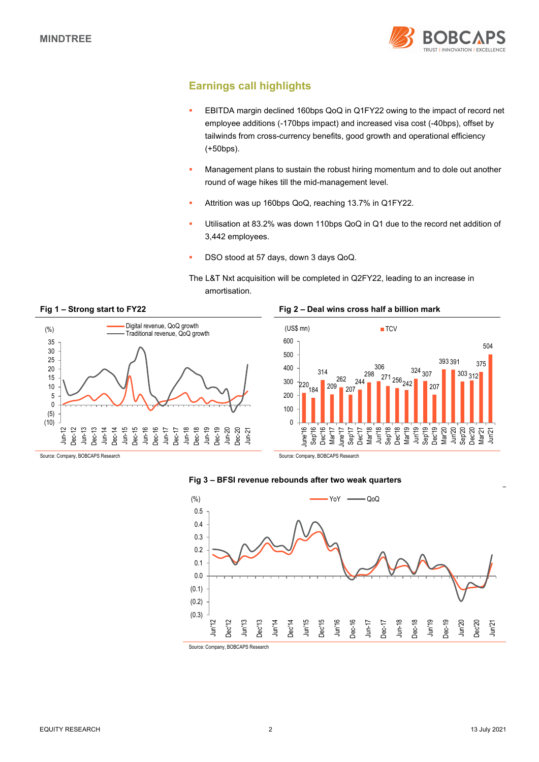## Earnings call highlights

- EBITDA margin declined 160bps QoQ in Q1FY22 owing to the impact of record net employee additions (-170bps impact) and increased visa cost (-40bps), offset by tailwinds from cross-currency benefits, good growth and operational efficiency (+50bps).
- Management plans to sustain the robust hiring momentum and to dole out another round of wage hikes till the mid-management level.
- Attrition was up 160bps QoQ, reaching 13.7% in Q1FY22.
- Utilisation at 83.2% was down 110bps QoQ in Q1 due to the record net addition of 3,442 employees.
- DSO stood at 57 days, down 3 days QoQ.

The L&T Nxt acquisition will be completed in Q2FY22, leading to an increase in amortisation.

**Fig 1 – Strong start to FY22**

Source: Company, BOBCAPS Research

**Fig 2 – Deal wins cross half a billion mark**

| Quarter | TCV (US$ mn) |
|---|---|
| June'16 | 220 |
| Sep'16 | 184 |
| Dec'16 | 314 |
| Mar'17 | 209 |
| June'17 | 262 |
| Sep'17 | 207 |
| Dec'17 | 244 |
| Mar'18 | 298 |
| Jun'18 | 306 |
| Sep'18 | 271 |
| Dec'18 | 256 |
| Mar'19 | 242 |
| Jun'19 | 324 |
| Sep'19 | 307 |
| Dec'19 | 207 |
| Mar'20 | 393 |
| Jun'20 | 391 |
| Sep'20 | 303 |
| Dec'20 | 312 |
| Mar'21 | 375 |
| Jun'21 | 504 |

Source: Company, BOBCAPS Research

**Fig 3 – BFSI revenue rebounds after two weak quarters**

Source: Company, BOBCAPS Research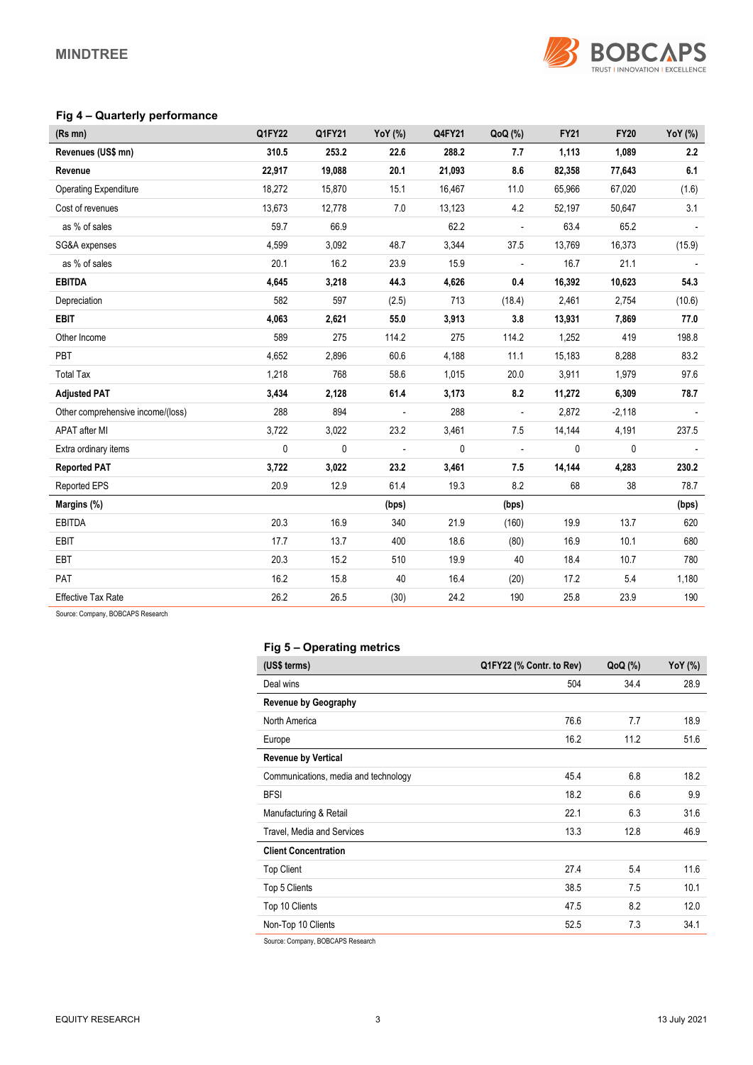### Fig 4 – Quarterly performance

| (Rs mn) | Q1FY22 | Q1FY21 | YoY (%) | Q4FY21 | QoQ (%) | FY21 | FY20 | YoY (%) |
|---|---|---|---|---|---|---|---|---|
| **Revenues (US$ mn)** | **310.5** | **253.2** | **22.6** | **288.2** | **7.7** | **1,113** | **1,089** | **2.2** |
| **Revenue** | **22,917** | **19,088** | **20.1** | **21,093** | **8.6** | **82,358** | **77,643** | **6.1** |
| Operating Expenditure | 18,272 | 15,870 | 15.1 | 16,467 | 11.0 | 65,966 | 67,020 | (1.6) |
| Cost of revenues | 13,673 | 12,778 | 7.0 | 13,123 | 4.2 | 52,197 | 50,647 | 3.1 |
| as % of sales | 59.7 | 66.9 | | 62.2 | - | 63.4 | 65.2 | - |
| SG&A expenses | 4,599 | 3,092 | 48.7 | 3,344 | 37.5 | 13,769 | 16,373 | (15.9) |
| as % of sales | 20.1 | 16.2 | 23.9 | 15.9 | - | 16.7 | 21.1 | - |
| **EBITDA** | **4,645** | **3,218** | **44.3** | **4,626** | **0.4** | **16,392** | **10,623** | **54.3** |
| Depreciation | 582 | 597 | (2.5) | 713 | (18.4) | 2,461 | 2,754 | (10.6) |
| **EBIT** | **4,063** | **2,621** | **55.0** | **3,913** | **3.8** | **13,931** | **7,869** | **77.0** |
| Other Income | 589 | 275 | 114.2 | 275 | 114.2 | 1,252 | 419 | 198.8 |
| PBT | 4,652 | 2,896 | 60.6 | 4,188 | 11.1 | 15,183 | 8,288 | 83.2 |
| Total Tax | 1,218 | 768 | 58.6 | 1,015 | 20.0 | 3,911 | 1,979 | 97.6 |
| **Adjusted PAT** | **3,434** | **2,128** | **61.4** | **3,173** | **8.2** | **11,272** | **6,309** | **78.7** |
| Other comprehensive income/(loss) | 288 | 894 | - | 288 | - | 2,872 | -2,118 | - |
| APAT after MI | 3,722 | 3,022 | 23.2 | 3,461 | 7.5 | 14,144 | 4,191 | 237.5 |
| Extra ordinary items | 0 | 0 | - | 0 | - | 0 | 0 | - |
| **Reported PAT** | **3,722** | **3,022** | **23.2** | **3,461** | **7.5** | **14,144** | **4,283** | **230.2** |
| Reported EPS | 20.9 | 12.9 | 61.4 | 19.3 | 8.2 | 68 | 38 | 78.7 |
| **Margins (%)** | | | **(bps)** | | **(bps)** | | | **(bps)** |
| EBITDA | 20.3 | 16.9 | 340 | 21.9 | (160) | 19.9 | 13.7 | 620 |
| EBIT | 17.7 | 13.7 | 400 | 18.6 | (80) | 16.9 | 10.1 | 680 |
| EBT | 20.3 | 15.2 | 510 | 19.9 | 40 | 18.4 | 10.7 | 780 |
| PAT | 16.2 | 15.8 | 40 | 16.4 | (20) | 17.2 | 5.4 | 1,180 |
| Effective Tax Rate | 26.2 | 26.5 | (30) | 24.2 | 190 | 25.8 | 23.9 | 190 |

Source: Company, BOBCAPS Research

### Fig 5 – Operating metrics

| (US$ terms) | Q1FY22 (% Contr. to Rev) | QoQ (%) | YoY (%) |
|---|---|---|---|
| Deal wins | 504 | 34.4 | 28.9 |
| **Revenue by Geography** | | | |
| North America | 76.6 | 7.7 | 18.9 |
| Europe | 16.2 | 11.2 | 51.6 |
| **Revenue by Vertical** | | | |
| Communications, media and technology | 45.4 | 6.8 | 18.2 |
| BFSI | 18.2 | 6.6 | 9.9 |
| Manufacturing & Retail | 22.1 | 6.3 | 31.6 |
| Travel, Media and Services | 13.3 | 12.8 | 46.9 |
| **Client Concentration** | | | |
| Top Client | 27.4 | 5.4 | 11.6 |
| Top 5 Clients | 38.5 | 7.5 | 10.1 |
| Top 10 Clients | 47.5 | 8.2 | 12.0 |
| Non-Top 10 Clients | 52.5 | 7.3 | 34.1 |

Source: Company, BOBCAPS Research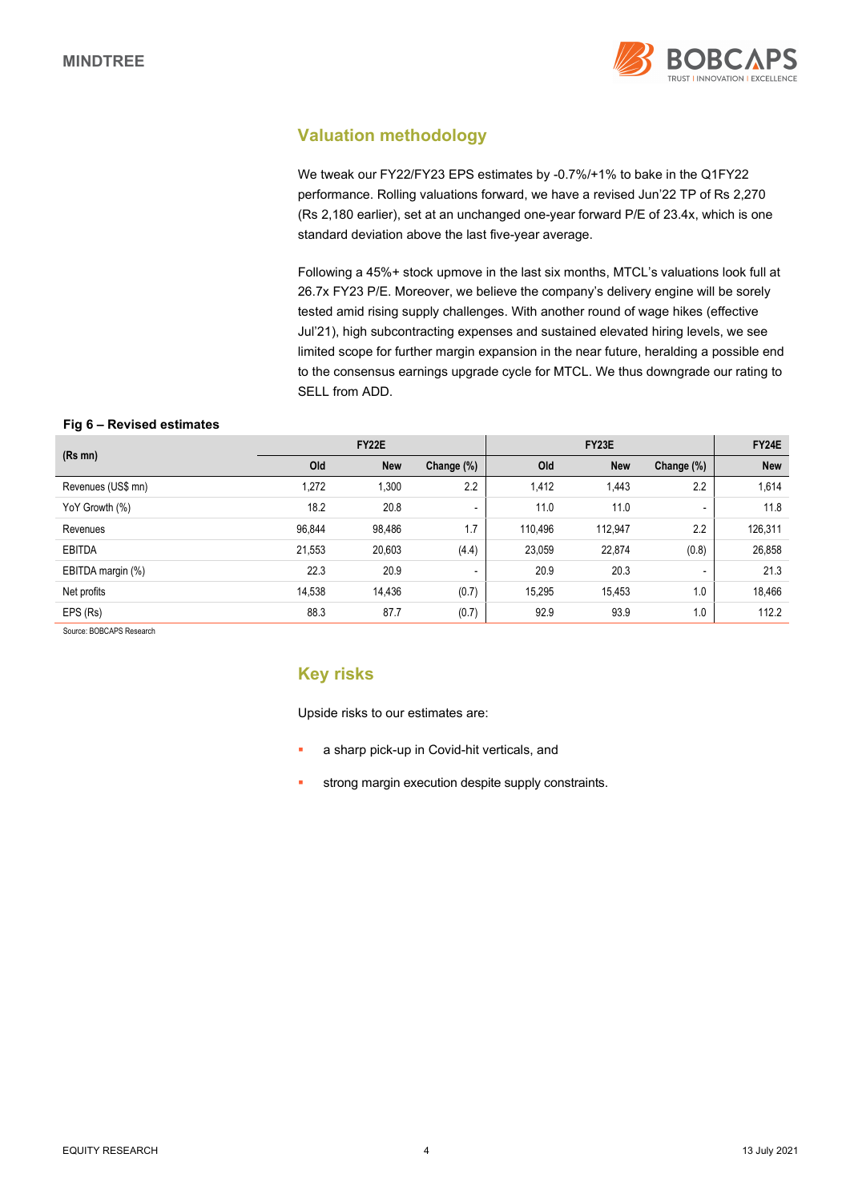## Valuation methodology

We tweak our FY22/FY23 EPS estimates by -0.7%/+1% to bake in the Q1FY22 performance. Rolling valuations forward, we have a revised Jun'22 TP of Rs 2,270 (Rs 2,180 earlier), set at an unchanged one-year forward P/E of 23.4x, which is one standard deviation above the last five-year average.

Following a 45%+ stock upmove in the last six months, MTCL's valuations look full at 26.7x FY23 P/E. Moreover, we believe the company's delivery engine will be sorely tested amid rising supply challenges. With another round of wage hikes (effective Jul'21), high subcontracting expenses and sustained elevated hiring levels, we see limited scope for further margin expansion in the near future, heralding a possible end to the consensus earnings upgrade cycle for MTCL. We thus downgrade our rating to SELL from ADD.

**Fig 6 – Revised estimates**

| (Rs mn) | FY22E | | | FY23E | | | FY24E |
|---|---|---|---|---|---|---|---|
| | Old | New | Change (%) | Old | New | Change (%) | New |
| Revenues (US$ mn) | 1,272 | 1,300 | 2.2 | 1,412 | 1,443 | 2.2 | 1,614 |
| YoY Growth (%) | 18.2 | 20.8 | - | 11.0 | 11.0 | - | 11.8 |
| Revenues | 96,844 | 98,486 | 1.7 | 110,496 | 112,947 | 2.2 | 126,311 |
| EBITDA | 21,553 | 20,603 | (4.4) | 23,059 | 22,874 | (0.8) | 26,858 |
| EBITDA margin (%) | 22.3 | 20.9 | - | 20.9 | 20.3 | - | 21.3 |
| Net profits | 14,538 | 14,436 | (0.7) | 15,295 | 15,453 | 1.0 | 18,466 |
| EPS (Rs) | 88.3 | 87.7 | (0.7) | 92.9 | 93.9 | 1.0 | 112.2 |

Source: BOBCAPS Research

## Key risks

Upside risks to our estimates are:

- a sharp pick-up in Covid-hit verticals, and
- strong margin execution despite supply constraints.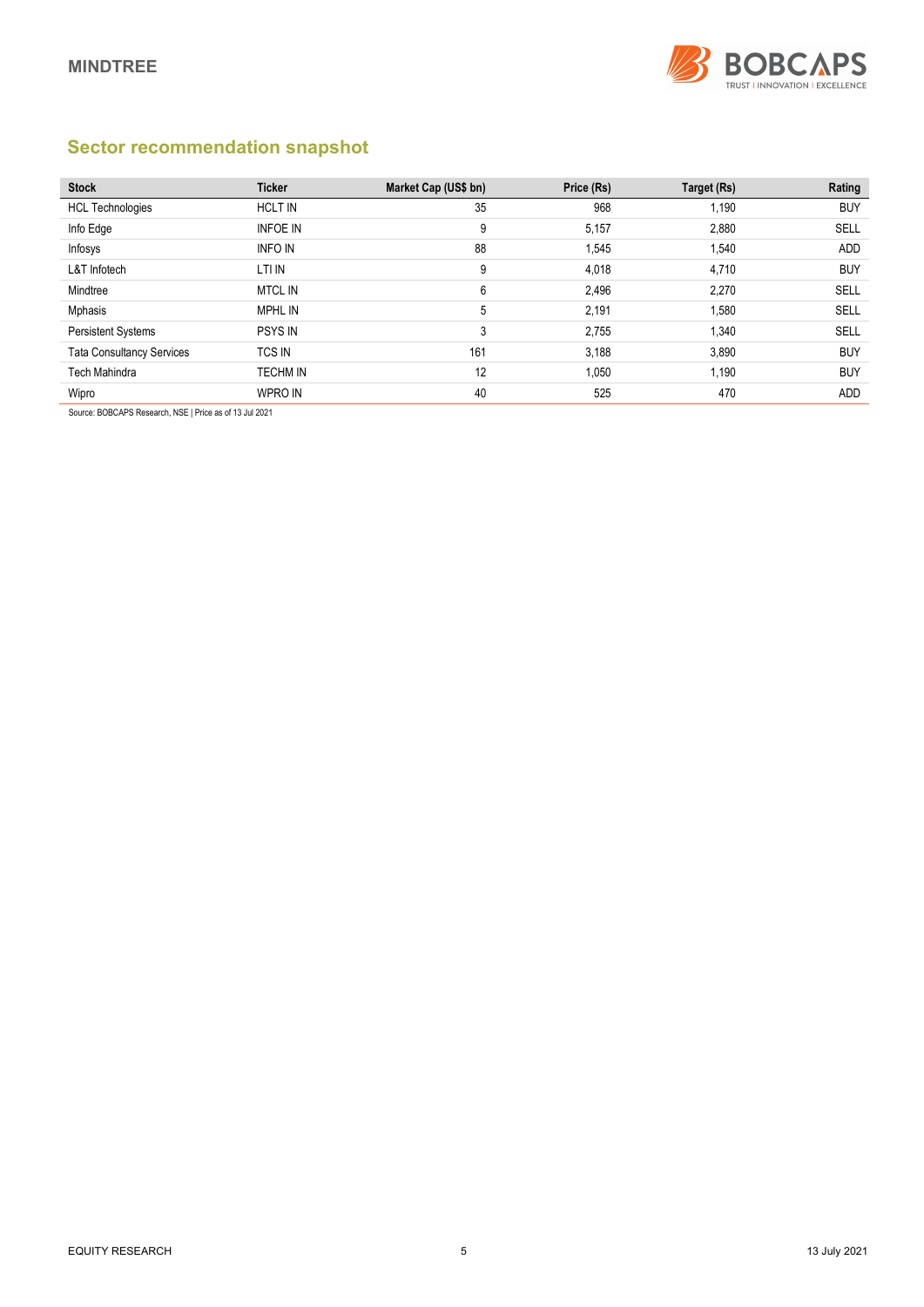## Sector recommendation snapshot

| Stock | Ticker | Market Cap (US$ bn) | Price (Rs) | Target (Rs) | Rating |
|---|---|---|---|---|---|
| HCL Technologies | HCLT IN | 35 | 968 | 1,190 | BUY |
| Info Edge | INFOE IN | 9 | 5,157 | 2,880 | SELL |
| Infosys | INFO IN | 88 | 1,545 | 1,540 | ADD |
| L&T Infotech | LTI IN | 9 | 4,018 | 4,710 | BUY |
| Mindtree | MTCL IN | 6 | 2,496 | 2,270 | SELL |
| Mphasis | MPHL IN | 5 | 2,191 | 1,580 | SELL |
| Persistent Systems | PSYS IN | 3 | 2,755 | 1,340 | SELL |
| Tata Consultancy Services | TCS IN | 161 | 3,188 | 3,890 | BUY |
| Tech Mahindra | TECHM IN | 12 | 1,050 | 1,190 | BUY |
| Wipro | WPRO IN | 40 | 525 | 470 | ADD |

Source: BOBCAPS Research, NSE | Price as of 13 Jul 2021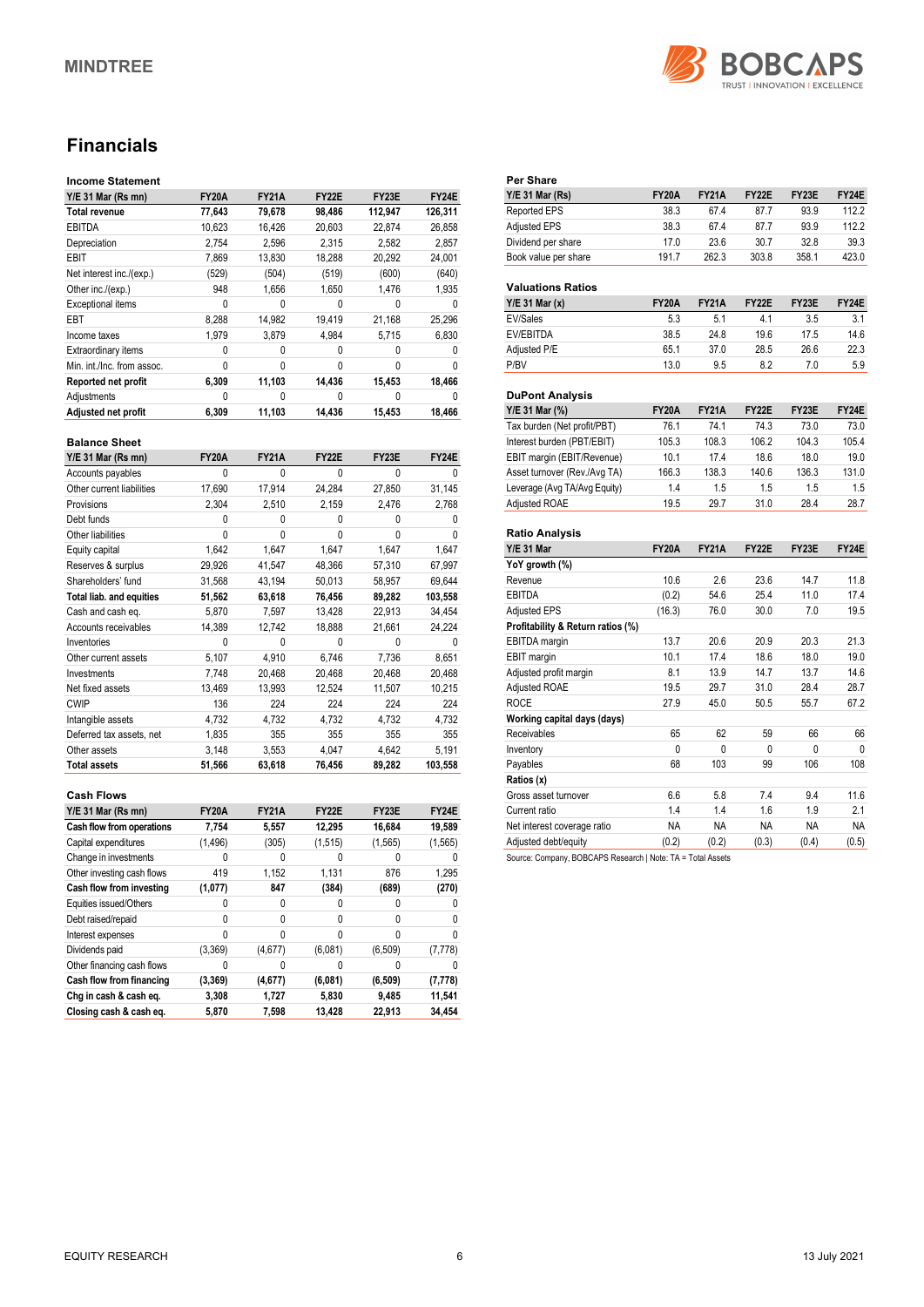## Financials

### Income Statement

| Y/E 31 Mar (Rs mn) | FY20A | FY21A | FY22E | FY23E | FY24E |
|---|---|---|---|---|---|
| **Total revenue** | **77,643** | **79,678** | **98,486** | **112,947** | **126,311** |
| EBITDA | 10,623 | 16,426 | 20,603 | 22,874 | 26,858 |
| Depreciation | 2,754 | 2,596 | 2,315 | 2,582 | 2,857 |
| EBIT | 7,869 | 13,830 | 18,288 | 20,292 | 24,001 |
| Net interest inc./(exp.) | (529) | (504) | (519) | (600) | (640) |
| Other inc./(exp.) | 948 | 1,656 | 1,650 | 1,476 | 1,935 |
| Exceptional items | 0 | 0 | 0 | 0 | 0 |
| EBT | 8,288 | 14,982 | 19,419 | 21,168 | 25,296 |
| Income taxes | 1,979 | 3,879 | 4,984 | 5,715 | 6,830 |
| Extraordinary items | 0 | 0 | 0 | 0 | 0 |
| Min. int./Inc. from assoc. | 0 | 0 | 0 | 0 | 0 |
| **Reported net profit** | **6,309** | **11,103** | **14,436** | **15,453** | **18,466** |
| Adjustments | 0 | 0 | 0 | 0 | 0 |
| **Adjusted net profit** | **6,309** | **11,103** | **14,436** | **15,453** | **18,466** |

### Balance Sheet

| Y/E 31 Mar (Rs mn) | FY20A | FY21A | FY22E | FY23E | FY24E |
|---|---|---|---|---|---|
| Accounts payables | 0 | 0 | 0 | 0 | 0 |
| Other current liabilities | 17,690 | 17,914 | 24,284 | 27,850 | 31,145 |
| Provisions | 2,304 | 2,510 | 2,159 | 2,476 | 2,768 |
| Debt funds | 0 | 0 | 0 | 0 | 0 |
| Other liabilities | 0 | 0 | 0 | 0 | 0 |
| Equity capital | 1,642 | 1,647 | 1,647 | 1,647 | 1,647 |
| Reserves & surplus | 29,926 | 41,547 | 48,366 | 57,310 | 67,997 |
| Shareholders' fund | 31,568 | 43,194 | 50,013 | 58,957 | 69,644 |
| **Total liab. and equities** | **51,562** | **63,618** | **76,456** | **89,282** | **103,558** |
| Cash and cash eq. | 5,870 | 7,597 | 13,428 | 22,913 | 34,454 |
| Accounts receivables | 14,389 | 12,742 | 18,888 | 21,661 | 24,224 |
| Inventories | 0 | 0 | 0 | 0 | 0 |
| Other current assets | 5,107 | 4,910 | 6,746 | 7,736 | 8,651 |
| Investments | 7,748 | 20,468 | 20,468 | 20,468 | 20,468 |
| Net fixed assets | 13,469 | 13,993 | 12,524 | 11,507 | 10,215 |
| CWIP | 136 | 224 | 224 | 224 | 224 |
| Intangible assets | 4,732 | 4,732 | 4,732 | 4,732 | 4,732 |
| Deferred tax assets, net | 1,835 | 355 | 355 | 355 | 355 |
| Other assets | 3,148 | 3,553 | 4,047 | 4,642 | 5,191 |
| **Total assets** | **51,566** | **63,618** | **76,456** | **89,282** | **103,558** |

### Cash Flows

| Y/E 31 Mar (Rs mn) | FY20A | FY21A | FY22E | FY23E | FY24E |
|---|---|---|---|---|---|
| **Cash flow from operations** | **7,754** | **5,557** | **12,295** | **16,684** | **19,589** |
| Capital expenditures | (1,496) | (305) | (1,515) | (1,565) | (1,565) |
| Change in investments | 0 | 0 | 0 | 0 | 0 |
| Other investing cash flows | 419 | 1,152 | 1,131 | 876 | 1,295 |
| **Cash flow from investing** | **(1,077)** | **847** | **(384)** | **(689)** | **(270)** |
| Equities issued/Others | 0 | 0 | 0 | 0 | 0 |
| Debt raised/repaid | 0 | 0 | 0 | 0 | 0 |
| Interest expenses | 0 | 0 | 0 | 0 | 0 |
| Dividends paid | (3,369) | (4,677) | (6,081) | (6,509) | (7,778) |
| Other financing cash flows | 0 | 0 | 0 | 0 | 0 |
| **Cash flow from financing** | **(3,369)** | **(4,677)** | **(6,081)** | **(6,509)** | **(7,778)** |
| **Chg in cash & cash eq.** | **3,308** | **1,727** | **5,830** | **9,485** | **11,541** |
| **Closing cash & cash eq.** | **5,870** | **7,598** | **13,428** | **22,913** | **34,454** |

### Per Share

| Y/E 31 Mar (Rs) | FY20A | FY21A | FY22E | FY23E | FY24E |
|---|---|---|---|---|---|
| Reported EPS | 38.3 | 67.4 | 87.7 | 93.9 | 112.2 |
| Adjusted EPS | 38.3 | 67.4 | 87.7 | 93.9 | 112.2 |
| Dividend per share | 17.0 | 23.6 | 30.7 | 32.8 | 39.3 |
| Book value per share | 191.7 | 262.3 | 303.8 | 358.1 | 423.0 |

### Valuations Ratios

| Y/E 31 Mar (x) | FY20A | FY21A | FY22E | FY23E | FY24E |
|---|---|---|---|---|---|
| EV/Sales | 5.3 | 5.1 | 4.1 | 3.5 | 3.1 |
| EV/EBITDA | 38.5 | 24.8 | 19.6 | 17.5 | 14.6 |
| Adjusted P/E | 65.1 | 37.0 | 28.5 | 26.6 | 22.3 |
| P/BV | 13.0 | 9.5 | 8.2 | 7.0 | 5.9 |

### DuPont Analysis

| Y/E 31 Mar (%) | FY20A | FY21A | FY22E | FY23E | FY24E |
|---|---|---|---|---|---|
| Tax burden (Net profit/PBT) | 76.1 | 74.1 | 74.3 | 73.0 | 73.0 |
| Interest burden (PBT/EBIT) | 105.3 | 108.3 | 106.2 | 104.3 | 105.4 |
| EBIT margin (EBIT/Revenue) | 10.1 | 17.4 | 18.6 | 18.0 | 19.0 |
| Asset turnover (Rev./Avg TA) | 166.3 | 138.3 | 140.6 | 136.3 | 131.0 |
| Leverage (Avg TA/Avg Equity) | 1.4 | 1.5 | 1.5 | 1.5 | 1.5 |
| Adjusted ROAE | 19.5 | 29.7 | 31.0 | 28.4 | 28.7 |

### Ratio Analysis

| Y/E 31 Mar | FY20A | FY21A | FY22E | FY23E | FY24E |
|---|---|---|---|---|---|
| **YoY growth (%)** | | | | | |
| Revenue | 10.6 | 2.6 | 23.6 | 14.7 | 11.8 |
| EBITDA | (0.2) | 54.6 | 25.4 | 11.0 | 17.4 |
| Adjusted EPS | (16.3) | 76.0 | 30.0 | 7.0 | 19.5 |
| **Profitability & Return ratios (%)** | | | | | |
| EBITDA margin | 13.7 | 20.6 | 20.9 | 20.3 | 21.3 |
| EBIT margin | 10.1 | 17.4 | 18.6 | 18.0 | 19.0 |
| Adjusted profit margin | 8.1 | 13.9 | 14.7 | 13.7 | 14.6 |
| Adjusted ROAE | 19.5 | 29.7 | 31.0 | 28.4 | 28.7 |
| ROCE | 27.9 | 45.0 | 50.5 | 55.7 | 67.2 |
| **Working capital days (days)** | | | | | |
| Receivables | 65 | 62 | 59 | 66 | 66 |
| Inventory | 0 | 0 | 0 | 0 | 0 |
| Payables | 68 | 103 | 99 | 106 | 108 |
| **Ratios (x)** | | | | | |
| Gross asset turnover | 6.6 | 5.8 | 7.4 | 9.4 | 11.6 |
| Current ratio | 1.4 | 1.4 | 1.6 | 1.9 | 2.1 |
| Net interest coverage ratio | NA | NA | NA | NA | NA |
| Adjusted debt/equity | (0.2) | (0.2) | (0.3) | (0.4) | (0.5) |

Source: Company, BOBCAPS Research | Note: TA = Total Assets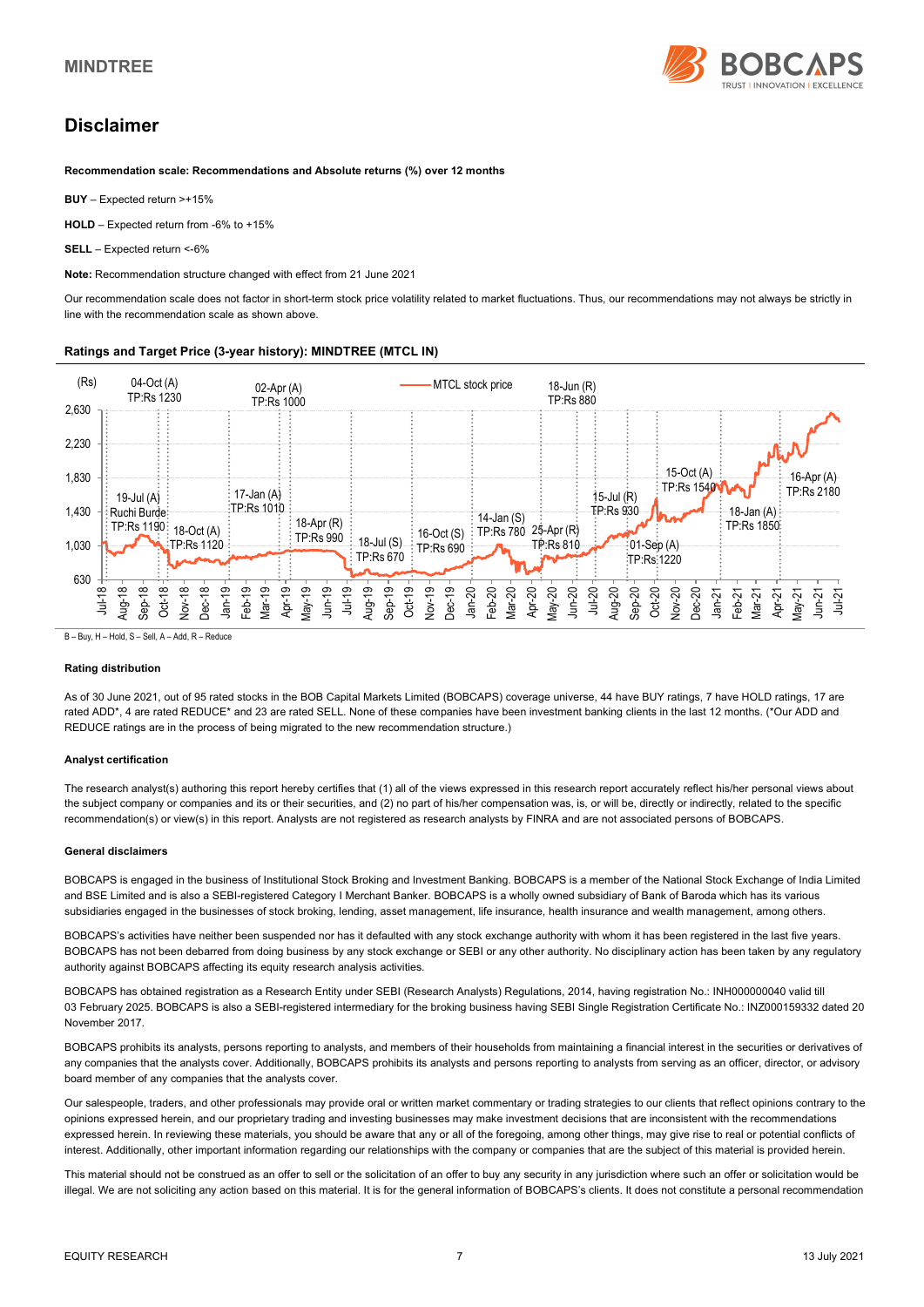# Disclaimer

**Recommendation scale: Recommendations and Absolute returns (%) over 12 months**

**BUY** – Expected return >+15%

**HOLD** – Expected return from -6% to +15%

**SELL** – Expected return <-6%

**Note:** Recommendation structure changed with effect from 21 June 2021

Our recommendation scale does not factor in short-term stock price volatility related to market fluctuations. Thus, our recommendations may not always be strictly in line with the recommendation scale as shown above.

### Ratings and Target Price (3-year history): MINDTREE (MTCL IN)

B – Buy, H – Hold, S – Sell, A – Add, R – Reduce

#### Rating distribution

As of 30 June 2021, out of 95 rated stocks in the BOB Capital Markets Limited (BOBCAPS) coverage universe, 44 have BUY ratings, 7 have HOLD ratings, 17 are rated ADD*, 4 are rated REDUCE* and 23 are rated SELL. None of these companies have been investment banking clients in the last 12 months. (*Our ADD and REDUCE ratings are in the process of being migrated to the new recommendation structure.)

#### Analyst certification

The research analyst(s) authoring this report hereby certifies that (1) all of the views expressed in this research report accurately reflect his/her personal views about the subject company or companies and its or their securities, and (2) no part of his/her compensation was, is, or will be, directly or indirectly, related to the specific recommendation(s) or view(s) in this report. Analysts are not registered as research analysts by FINRA and are not associated persons of BOBCAPS.

#### General disclaimers

BOBCAPS is engaged in the business of Institutional Stock Broking and Investment Banking. BOBCAPS is a member of the National Stock Exchange of India Limited and BSE Limited and is also a SEBI-registered Category I Merchant Banker. BOBCAPS is a wholly owned subsidiary of Bank of Baroda which has its various subsidiaries engaged in the businesses of stock broking, lending, asset management, life insurance, health insurance and wealth management, among others.

BOBCAPS's activities have neither been suspended nor has it defaulted with any stock exchange authority with whom it has been registered in the last five years. BOBCAPS has not been debarred from doing business by any stock exchange or SEBI or any other authority. No disciplinary action has been taken by any regulatory authority against BOBCAPS affecting its equity research analysis activities.

BOBCAPS has obtained registration as a Research Entity under SEBI (Research Analysts) Regulations, 2014, having registration No.: INH000000040 valid till 03 February 2025. BOBCAPS is also a SEBI-registered intermediary for the broking business having SEBI Single Registration Certificate No.: INZ000159332 dated 20 November 2017.

BOBCAPS prohibits its analysts, persons reporting to analysts, and members of their households from maintaining a financial interest in the securities or derivatives of any companies that the analysts cover. Additionally, BOBCAPS prohibits its analysts and persons reporting to analysts from serving as an officer, director, or advisory board member of any companies that the analysts cover.

Our salespeople, traders, and other professionals may provide oral or written market commentary or trading strategies to our clients that reflect opinions contrary to the opinions expressed herein, and our proprietary trading and investing businesses may make investment decisions that are inconsistent with the recommendations expressed herein. In reviewing these materials, you should be aware that any or all of the foregoing, among other things, may give rise to real or potential conflicts of interest. Additionally, other important information regarding our relationships with the company or companies that are the subject of this material is provided herein.

This material should not be construed as an offer to sell or the solicitation of an offer to buy any security in any jurisdiction where such an offer or solicitation would be illegal. We are not soliciting any action based on this material. It is for the general information of BOBCAPS's clients. It does not constitute a personal recommendation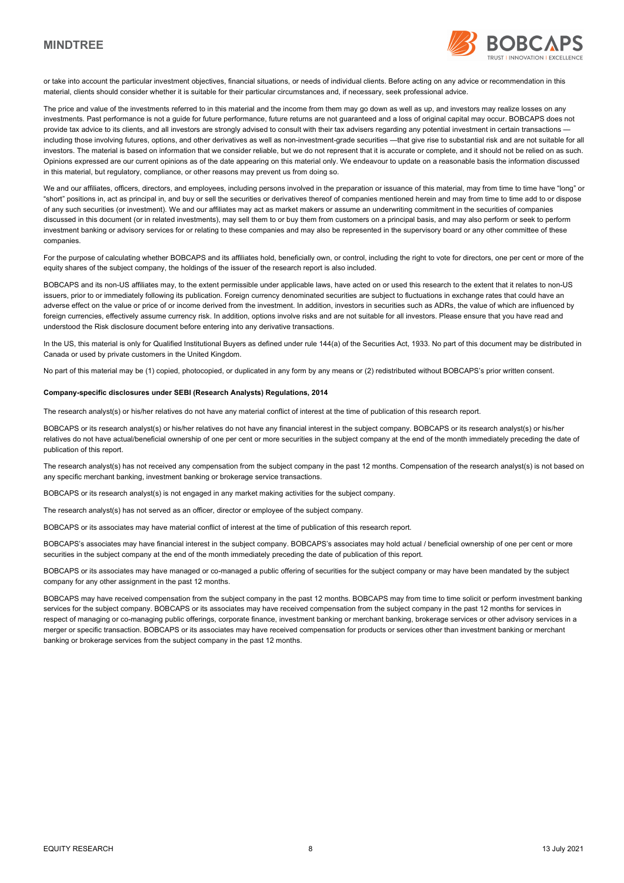or take into account the particular investment objectives, financial situations, or needs of individual clients. Before acting on any advice or recommendation in this material, clients should consider whether it is suitable for their particular circumstances and, if necessary, seek professional advice.

The price and value of the investments referred to in this material and the income from them may go down as well as up, and investors may realize losses on any investments. Past performance is not a guide for future performance, future returns are not guaranteed and a loss of original capital may occur. BOBCAPS does not provide tax advice to its clients, and all investors are strongly advised to consult with their tax advisers regarding any potential investment in certain transactions — including those involving futures, options, and other derivatives as well as non-investment-grade securities —that give rise to substantial risk and are not suitable for all investors. The material is based on information that we consider reliable, but we do not represent that it is accurate or complete, and it should not be relied on as such. Opinions expressed are our current opinions as of the date appearing on this material only. We endeavour to update on a reasonable basis the information discussed in this material, but regulatory, compliance, or other reasons may prevent us from doing so.

We and our affiliates, officers, directors, and employees, including persons involved in the preparation or issuance of this material, may from time to time have "long" or "short" positions in, act as principal in, and buy or sell the securities or derivatives thereof of companies mentioned herein and may from time to time add to or dispose of any such securities (or investment). We and our affiliates may act as market makers or assume an underwriting commitment in the securities of companies discussed in this document (or in related investments), may sell them to or buy them from customers on a principal basis, and may also perform or seek to perform investment banking or advisory services for or relating to these companies and may also be represented in the supervisory board or any other committee of these companies.

For the purpose of calculating whether BOBCAPS and its affiliates hold, beneficially own, or control, including the right to vote for directors, one per cent or more of the equity shares of the subject company, the holdings of the issuer of the research report is also included.

BOBCAPS and its non-US affiliates may, to the extent permissible under applicable laws, have acted on or used this research to the extent that it relates to non-US issuers, prior to or immediately following its publication. Foreign currency denominated securities are subject to fluctuations in exchange rates that could have an adverse effect on the value or price of or income derived from the investment. In addition, investors in securities such as ADRs, the value of which are influenced by foreign currencies, effectively assume currency risk. In addition, options involve risks and are not suitable for all investors. Please ensure that you have read and understood the Risk disclosure document before entering into any derivative transactions.

In the US, this material is only for Qualified Institutional Buyers as defined under rule 144(a) of the Securities Act, 1933. No part of this document may be distributed in Canada or used by private customers in the United Kingdom.

No part of this material may be (1) copied, photocopied, or duplicated in any form by any means or (2) redistributed without BOBCAPS's prior written consent.

**Company-specific disclosures under SEBI (Research Analysts) Regulations, 2014**

The research analyst(s) or his/her relatives do not have any material conflict of interest at the time of publication of this research report.

BOBCAPS or its research analyst(s) or his/her relatives do not have any financial interest in the subject company. BOBCAPS or its research analyst(s) or his/her relatives do not have actual/beneficial ownership of one per cent or more securities in the subject company at the end of the month immediately preceding the date of publication of this report.

The research analyst(s) has not received any compensation from the subject company in the past 12 months. Compensation of the research analyst(s) is not based on any specific merchant banking, investment banking or brokerage service transactions.

BOBCAPS or its research analyst(s) is not engaged in any market making activities for the subject company.

The research analyst(s) has not served as an officer, director or employee of the subject company.

BOBCAPS or its associates may have material conflict of interest at the time of publication of this research report.

BOBCAPS's associates may have financial interest in the subject company. BOBCAPS's associates may hold actual / beneficial ownership of one per cent or more securities in the subject company at the end of the month immediately preceding the date of publication of this report.

BOBCAPS or its associates may have managed or co-managed a public offering of securities for the subject company or may have been mandated by the subject company for any other assignment in the past 12 months.

BOBCAPS may have received compensation from the subject company in the past 12 months. BOBCAPS may from time to time solicit or perform investment banking services for the subject company. BOBCAPS or its associates may have received compensation from the subject company in the past 12 months for services in respect of managing or co-managing public offerings, corporate finance, investment banking or merchant banking, brokerage services or other advisory services in a merger or specific transaction. BOBCAPS or its associates may have received compensation for products or services other than investment banking or merchant banking or brokerage services from the subject company in the past 12 months.